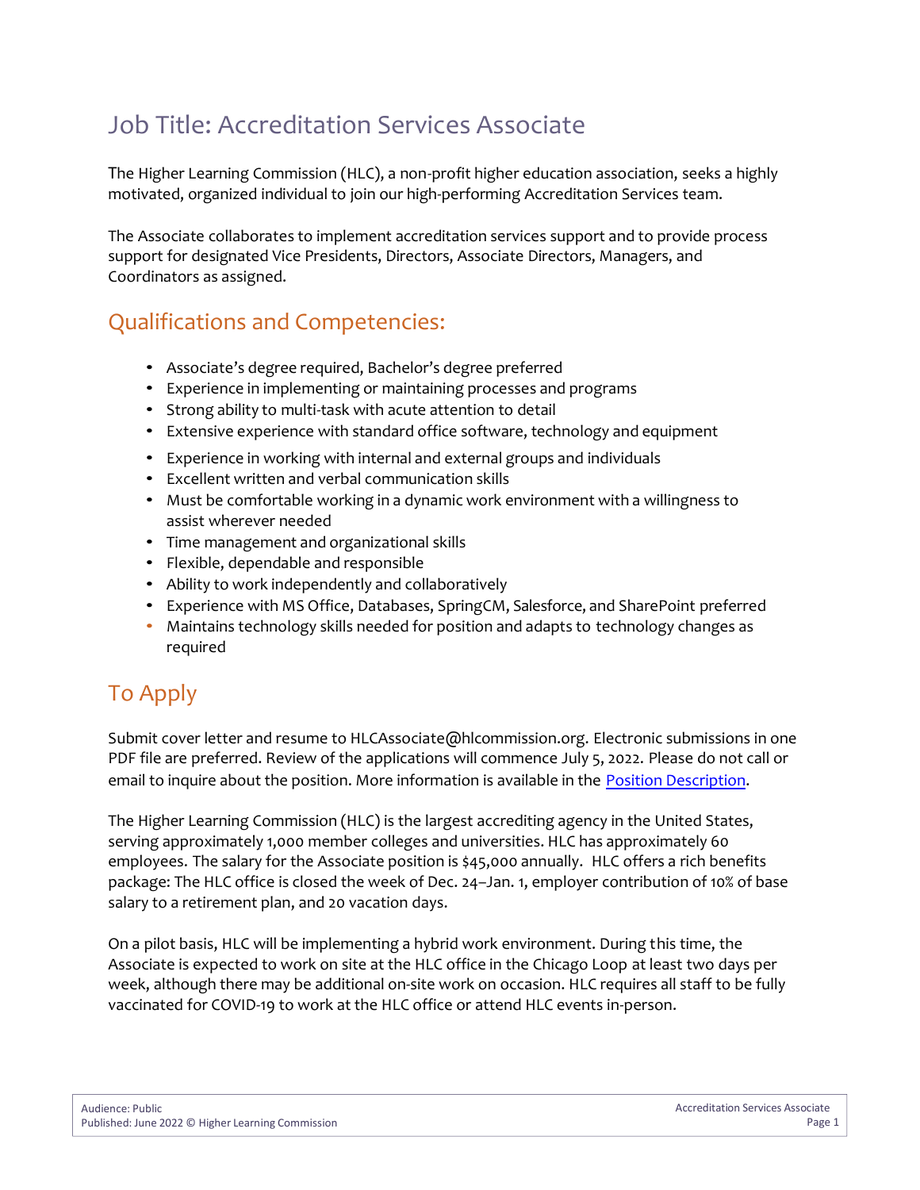# Job Title: Accreditation Services Associate

The Higher Learning Commission (HLC), a non-profit higher education association, seeks a highly motivated, organized individual to join our high-performing Accreditation Services team.

The Associate collaborates to implement accreditation services support and to provide process support for designated Vice Presidents, Directors, Associate Directors, Managers, and Coordinators as assigned.

## Qualifications and Competencies:

- Associate's degree required, Bachelor's degree preferred
- Experience in implementing or maintaining processes and programs
- Strong ability to multi-task with acute attention to detail
- Extensive experience with standard office software, technology and equipment
- Experience in working with internal and external groups and individuals
- Excellent written and verbal communication skills
- Must be comfortable working in a dynamic work environment with a willingness to assist wherever needed
- Time management and organizational skills
- Flexible, dependable and responsible
- Ability to work independently and collaboratively
- Experience with MS Office, Databases, SpringCM, Salesforce, and SharePoint preferred
- Maintains technology skills needed for position and adapts to technology changes as required

## To Apply

Submit cover letter and resume to HLCAssociate@hlcommission.org. Electronic submissions in one PDF file are preferred. Review of the applications will commence July 5, 2022. Please do not call or email to inquire about the position. More information is available in the [Position Description](#).

The Higher Learning Commission (HLC) is the largest accrediting agency in the United States, serving approximately 1,000 member colleges and universities. HLC has approximately 60 employees. The salary for the Associate position is $45,000 annually. HLC offers a rich benefits package: The HLC office is closed the week of Dec. 24–Jan. 1, employer contribution of 10% of base salary to a retirement plan, and 20 vacation days.

On a pilot basis, HLC will be implementing a hybrid work environment. During this time, the Associate is expected to work on site at the HLC office in the Chicago Loop at least two days per week, although there may be additional on-site work on occasion. HLC requires all staff to be fully vaccinated for COVID-19 to work at the HLC office or attend HLC events in-person.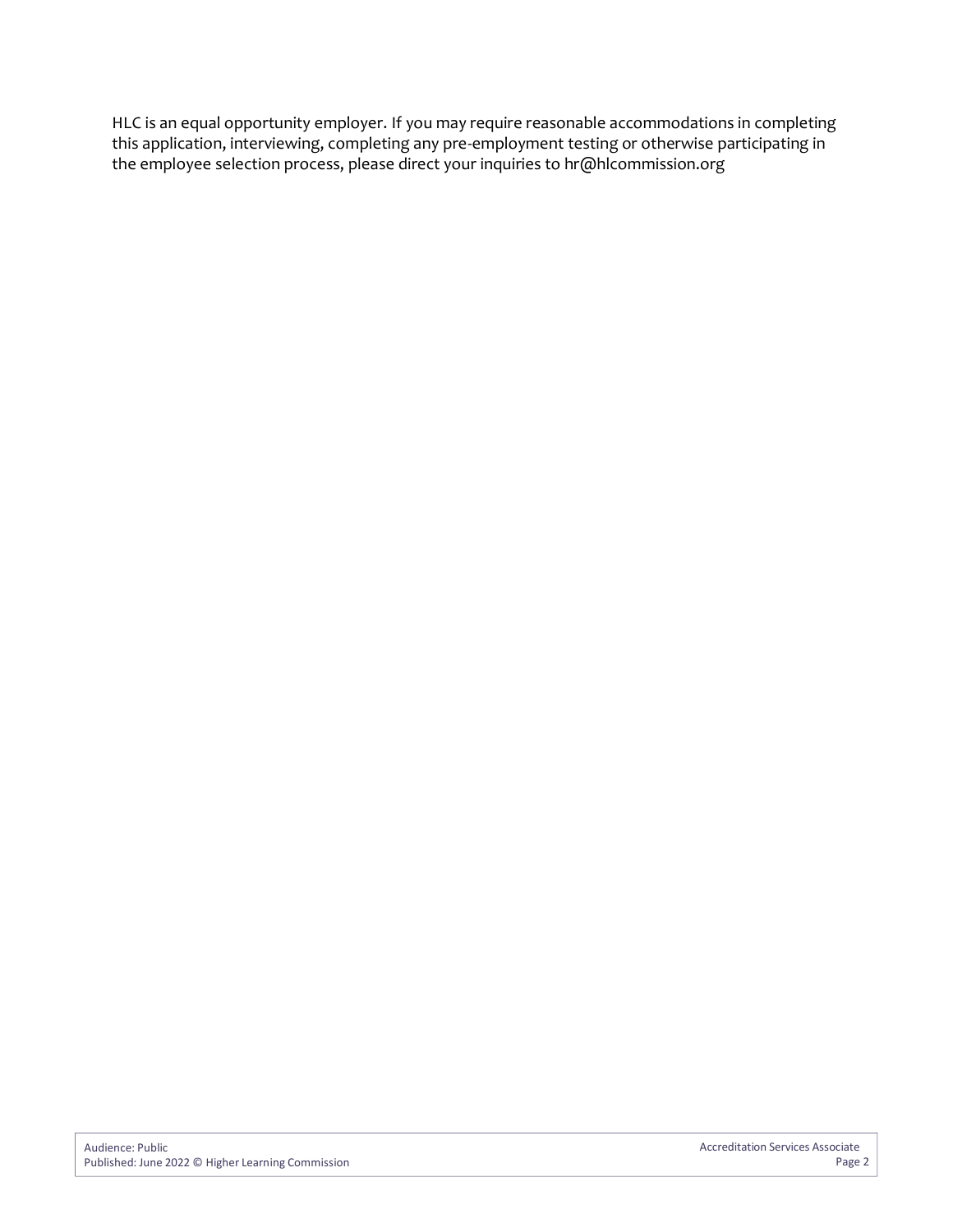HLC is an equal opportunity employer. If you may require reasonable accommodations in completing this application, interviewing, completing any pre-employment testing or otherwise participating in the employee selection process, please direct your inquiries to hr@hlcommission.org